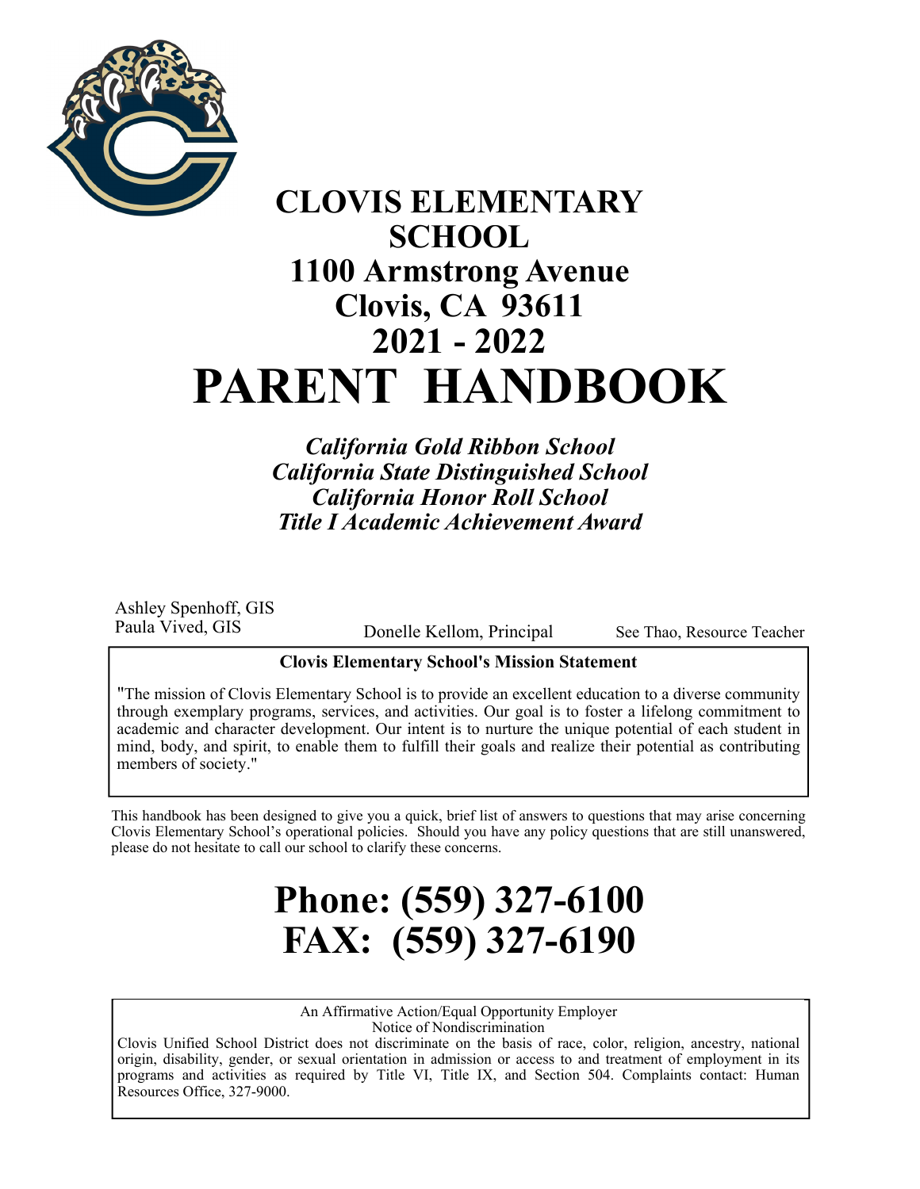# CLOVIS ELEMENTARY SCHOOL
# 1100 Armstrong Avenue
# Clovis, CA 93611
# 2021 - 2022
# PARENT HANDBOOK

***California Gold Ribbon School***
***California State Distinguished School***
***California Honor Roll School***
***Title I Academic Achievement Award***

Ashley Spenhoff, GIS
Paula Vived, GIS

Donelle Kellom, Principal

See Thao, Resource Teacher

**Clovis Elementary School's Mission Statement**

"The mission of Clovis Elementary School is to provide an excellent education to a diverse community through exemplary programs, services, and activities. Our goal is to foster a lifelong commitment to academic and character development. Our intent is to nurture the unique potential of each student in mind, body, and spirit, to enable them to fulfill their goals and realize their potential as contributing members of society."

This handbook has been designed to give you a quick, brief list of answers to questions that may arise concerning Clovis Elementary School's operational policies. Should you have any policy questions that are still unanswered, please do not hesitate to call our school to clarify these concerns.

# Phone: (559) 327-6100
# FAX: (559) 327-6190

An Affirmative Action/Equal Opportunity Employer
Notice of Nondiscrimination
Clovis Unified School District does not discriminate on the basis of race, color, religion, ancestry, national origin, disability, gender, or sexual orientation in admission or access to and treatment of employment in its programs and activities as required by Title VI, Title IX, and Section 504. Complaints contact: Human Resources Office, 327-9000.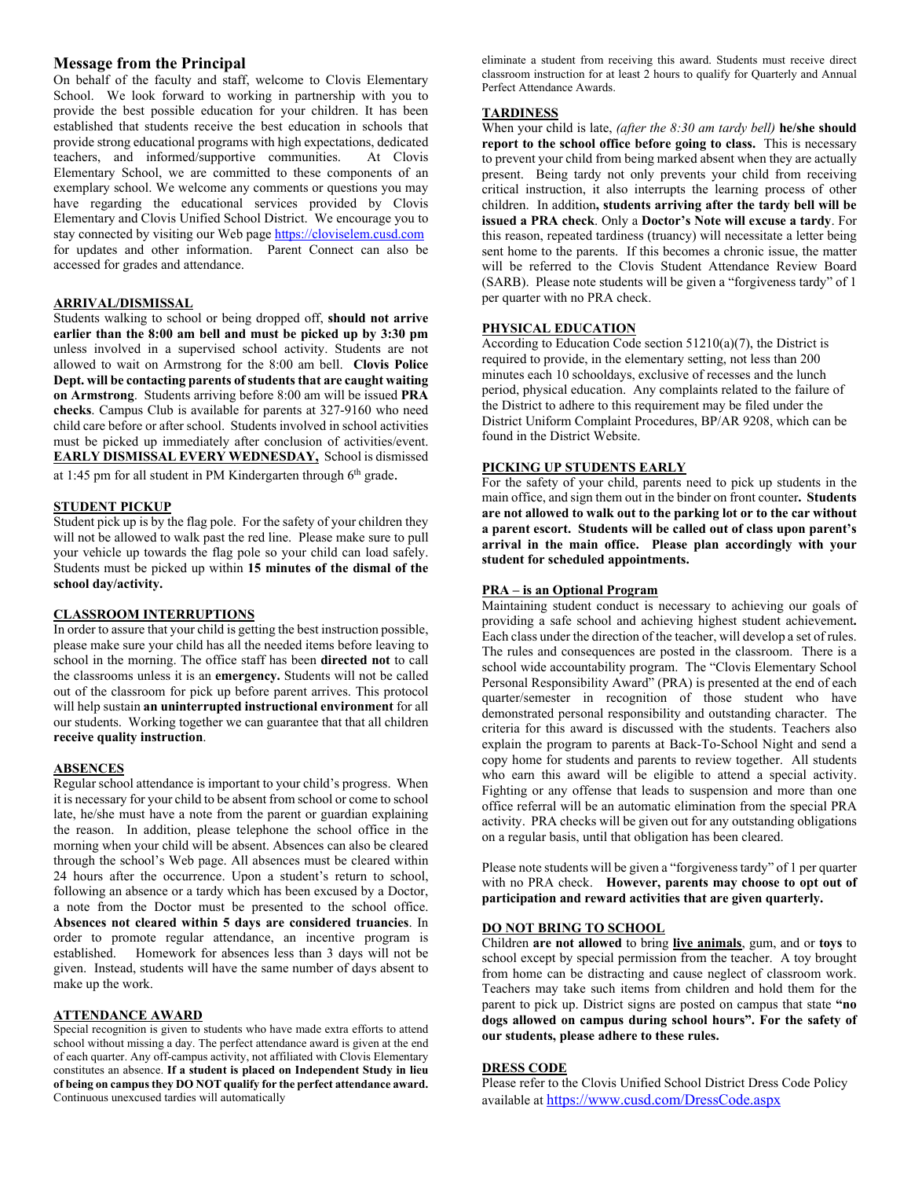## Message from the Principal

On behalf of the faculty and staff, welcome to Clovis Elementary School. We look forward to working in partnership with you to provide the best possible education for your children. It has been established that students receive the best education in schools that provide strong educational programs with high expectations, dedicated teachers, and informed/supportive communities. At Clovis Elementary School, we are committed to these components of an exemplary school. We welcome any comments or questions you may have regarding the educational services provided by Clovis Elementary and Clovis Unified School District. We encourage you to stay connected by visiting our Web page https://cloviselem.cusd.com for updates and other information. Parent Connect can also be accessed for grades and attendance.

### ARRIVAL/DISMISSAL

Students walking to school or being dropped off, **should not arrive earlier than the 8:00 am bell and must be picked up by 3:30 pm** unless involved in a supervised school activity. Students are not allowed to wait on Armstrong for the 8:00 am bell. **Clovis Police Dept. will be contacting parents of students that are caught waiting on Armstrong**. Students arriving before 8:00 am will be issued **PRA checks**. Campus Club is available for parents at 327-9160 who need child care before or after school. Students involved in school activities must be picked up immediately after conclusion of activities/event. **EARLY DISMISSAL EVERY WEDNESDAY,** School is dismissed at 1:45 pm for all student in PM Kindergarten through 6th grade.

### STUDENT PICKUP

Student pick up is by the flag pole. For the safety of your children they will not be allowed to walk past the red line. Please make sure to pull your vehicle up towards the flag pole so your child can load safely. Students must be picked up within **15 minutes of the dismal of the school day/activity.**

### CLASSROOM INTERRUPTIONS

In order to assure that your child is getting the best instruction possible, please make sure your child has all the needed items before leaving to school in the morning. The office staff has been **directed not** to call the classrooms unless it is an **emergency.** Students will not be called out of the classroom for pick up before parent arrives. This protocol will help sustain **an uninterrupted instructional environment** for all our students. Working together we can guarantee that that all children **receive quality instruction**.

### ABSENCES

Regular school attendance is important to your child's progress. When it is necessary for your child to be absent from school or come to school late, he/she must have a note from the parent or guardian explaining the reason. In addition, please telephone the school office in the morning when your child will be absent. Absences can also be cleared through the school's Web page. All absences must be cleared within 24 hours after the occurrence. Upon a student's return to school, following an absence or a tardy which has been excused by a Doctor, a note from the Doctor must be presented to the school office. **Absences not cleared within 5 days are considered truancies**. In order to promote regular attendance, an incentive program is established. Homework for absences less than 3 days will not be given. Instead, students will have the same number of days absent to make up the work.

### ATTENDANCE AWARD

Special recognition is given to students who have made extra efforts to attend school without missing a day. The perfect attendance award is given at the end of each quarter. Any off-campus activity, not affiliated with Clovis Elementary constitutes an absence. **If a student is placed on Independent Study in lieu of being on campus they DO NOT qualify for the perfect attendance award.** Continuous unexcused tardies will automatically eliminate a student from receiving this award. Students must receive direct classroom instruction for at least 2 hours to qualify for Quarterly and Annual Perfect Attendance Awards.

### TARDINESS

When your child is late, *(after the 8:30 am tardy bell)* **he/she should report to the school office before going to class.** This is necessary to prevent your child from being marked absent when they are actually present. Being tardy not only prevents your child from receiving critical instruction, it also interrupts the learning process of other children. In addition**, students arriving after the tardy bell will be issued a PRA check**. Only a **Doctor's Note will excuse a tardy**. For this reason, repeated tardiness (truancy) will necessitate a letter being sent home to the parents. If this becomes a chronic issue, the matter will be referred to the Clovis Student Attendance Review Board (SARB). Please note students will be given a "forgiveness tardy" of 1 per quarter with no PRA check.

### PHYSICAL EDUCATION

According to Education Code section 51210(a)(7), the District is required to provide, in the elementary setting, not less than 200 minutes each 10 schooldays, exclusive of recesses and the lunch period, physical education. Any complaints related to the failure of the District to adhere to this requirement may be filed under the District Uniform Complaint Procedures, BP/AR 9208, which can be found in the District Website.

### PICKING UP STUDENTS EARLY

For the safety of your child, parents need to pick up students in the main office, and sign them out in the binder on front counter**. Students are not allowed to walk out to the parking lot or to the car without a parent escort. Students will be called out of class upon parent's arrival in the main office. Please plan accordingly with your student for scheduled appointments.**

### PRA – is an Optional Program

Maintaining student conduct is necessary to achieving our goals of providing a safe school and achieving highest student achievement**.** Each class under the direction of the teacher, will develop a set of rules. The rules and consequences are posted in the classroom. There is a school wide accountability program. The "Clovis Elementary School Personal Responsibility Award" (PRA) is presented at the end of each quarter/semester in recognition of those student who have demonstrated personal responsibility and outstanding character. The criteria for this award is discussed with the students. Teachers also explain the program to parents at Back-To-School Night and send a copy home for students and parents to review together. All students who earn this award will be eligible to attend a special activity. Fighting or any offense that leads to suspension and more than one office referral will be an automatic elimination from the special PRA activity. PRA checks will be given out for any outstanding obligations on a regular basis, until that obligation has been cleared.

Please note students will be given a "forgiveness tardy" of 1 per quarter with no PRA check. **However, parents may choose to opt out of participation and reward activities that are given quarterly.**

### DO NOT BRING TO SCHOOL

Children **are not allowed** to bring **live animals**, gum, and or **toys** to school except by special permission from the teacher. A toy brought from home can be distracting and cause neglect of classroom work. Teachers may take such items from children and hold them for the parent to pick up. District signs are posted on campus that state **"no dogs allowed on campus during school hours". For the safety of our students, please adhere to these rules.**

### DRESS CODE

Please refer to the Clovis Unified School District Dress Code Policy available at https://www.cusd.com/DressCode.aspx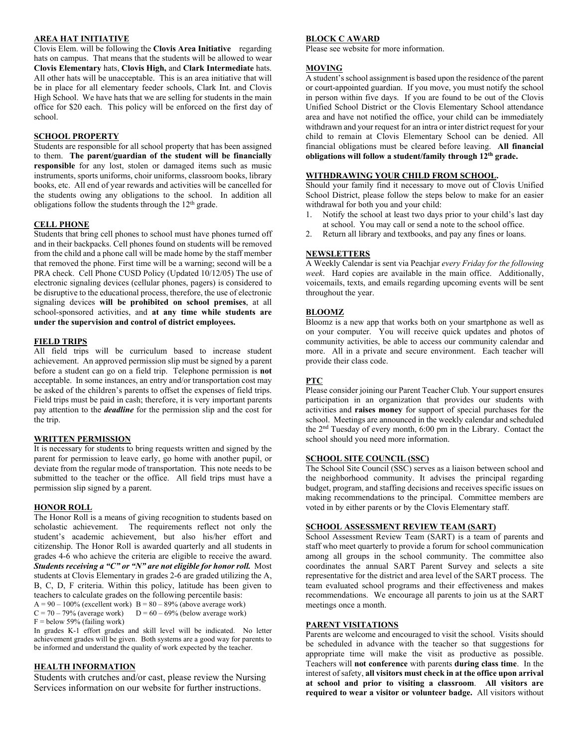## AREA HAT INITIATIVE

Clovis Elem. will be following the **Clovis Area Initiative** regarding hats on campus. That means that the students will be allowed to wear **Clovis Elementary** hats, **Clovis High,** and **Clark Intermediate** hats. All other hats will be unacceptable. This is an area initiative that will be in place for all elementary feeder schools, Clark Int. and Clovis High School. We have hats that we are selling for students in the main office for $20 each. This policy will be enforced on the first day of school.

## SCHOOL PROPERTY

Students are responsible for all school property that has been assigned to them. **The parent/guardian of the student will be financially responsible** for any lost, stolen or damaged items such as music instruments, sports uniforms, choir uniforms, classroom books, library books, etc. All end of year rewards and activities will be cancelled for the students owing any obligations to the school. In addition all obligations follow the students through the 12th grade.

## CELL PHONE

Students that bring cell phones to school must have phones turned off and in their backpacks. Cell phones found on students will be removed from the child and a phone call will be made home by the staff member that removed the phone. First time will be a warning; second will be a PRA check. Cell Phone CUSD Policy (Updated 10/12/05) The use of electronic signaling devices (cellular phones, pagers) is considered to be disruptive to the educational process, therefore, the use of electronic signaling devices **will be prohibited on school premises**, at all school-sponsored activities, and **at any time while students are under the supervision and control of district employees.**

## FIELD TRIPS

All field trips will be curriculum based to increase student achievement. An approved permission slip must be signed by a parent before a student can go on a field trip. Telephone permission is **not** acceptable. In some instances, an entry and/or transportation cost may be asked of the children's parents to offset the expenses of field trips. Field trips must be paid in cash; therefore, it is very important parents pay attention to the ***deadline*** for the permission slip and the cost for the trip.

## WRITTEN PERMISSION

It is necessary for students to bring requests written and signed by the parent for permission to leave early, go home with another pupil, or deviate from the regular mode of transportation. This note needs to be submitted to the teacher or the office. All field trips must have a permission slip signed by a parent.

## HONOR ROLL

The Honor Roll is a means of giving recognition to students based on scholastic achievement. The requirements reflect not only the student's academic achievement, but also his/her effort and citizenship. The Honor Roll is awarded quarterly and all students in grades 4-6 who achieve the criteria are eligible to receive the award. ***Students receiving a "C" or "N" are not eligible for honor roll.*** Most students at Clovis Elementary in grades 2-6 are graded utilizing the A, B, C, D, F criteria. Within this policy, latitude has been given to teachers to calculate grades on the following percentile basis:

A = 90 – 100% (excellent work) B = 80 – 89% (above average work)
C = 70 – 79% (average work) D = 60 – 69% (below average work)
F = below 59% (failing work)

In grades K-1 effort grades and skill level will be indicated. No letter achievement grades will be given. Both systems are a good way for parents to be informed and understand the quality of work expected by the teacher.

## HEALTH INFORMATION

Students with crutches and/or cast, please review the Nursing Services information on our website for further instructions.

## BLOCK C AWARD

Please see website for more information.

## MOVING

A student's school assignment is based upon the residence of the parent or court-appointed guardian. If you move, you must notify the school in person within five days. If you are found to be out of the Clovis Unified School District or the Clovis Elementary School attendance area and have not notified the office, your child can be immediately withdrawn and your request for an intra or inter district request for your child to remain at Clovis Elementary School can be denied. All financial obligations must be cleared before leaving. **All financial obligations will follow a student/family through 12th grade.**

## WITHDRAWING YOUR CHILD FROM SCHOOL.

Should your family find it necessary to move out of Clovis Unified School District, please follow the steps below to make for an easier withdrawal for both you and your child:

1. Notify the school at least two days prior to your child's last day at school. You may call or send a note to the school office.
2. Return all library and textbooks, and pay any fines or loans.

## NEWSLETTERS

A Weekly Calendar is sent via Peachjar *every Friday for the following week*. Hard copies are available in the main office. Additionally, voicemails, texts, and emails regarding upcoming events will be sent throughout the year.

## BLOOMZ

Bloomz is a new app that works both on your smartphone as well as on your computer. You will receive quick updates and photos of community activities, be able to access our community calendar and more. All in a private and secure environment. Each teacher will provide their class code.

## PTC

Please consider joining our Parent Teacher Club. Your support ensures participation in an organization that provides our students with activities and **raises money** for support of special purchases for the school. Meetings are announced in the weekly calendar and scheduled the 2nd Tuesday of every month, 6:00 pm in the Library. Contact the school should you need more information.

## SCHOOL SITE COUNCIL (SSC)

The School Site Council (SSC) serves as a liaison between school and the neighborhood community. It advises the principal regarding budget, program, and staffing decisions and receives specific issues on making recommendations to the principal. Committee members are voted in by either parents or by the Clovis Elementary staff.

## SCHOOL ASSESSMENT REVIEW TEAM (SART)

School Assessment Review Team (SART) is a team of parents and staff who meet quarterly to provide a forum for school communication among all groups in the school community. The committee also coordinates the annual SART Parent Survey and selects a site representative for the district and area level of the SART process. The team evaluated school programs and their effectiveness and makes recommendations. We encourage all parents to join us at the SART meetings once a month.

## PARENT VISITATIONS

Parents are welcome and encouraged to visit the school. Visits should be scheduled in advance with the teacher so that suggestions for appropriate time will make the visit as productive as possible. Teachers will **not conference** with parents **during class time**. In the interest of safety, **all visitors must check in at the office upon arrival at school and prior to visiting a classroom**. **All visitors are required to wear a visitor or volunteer badge.** All visitors without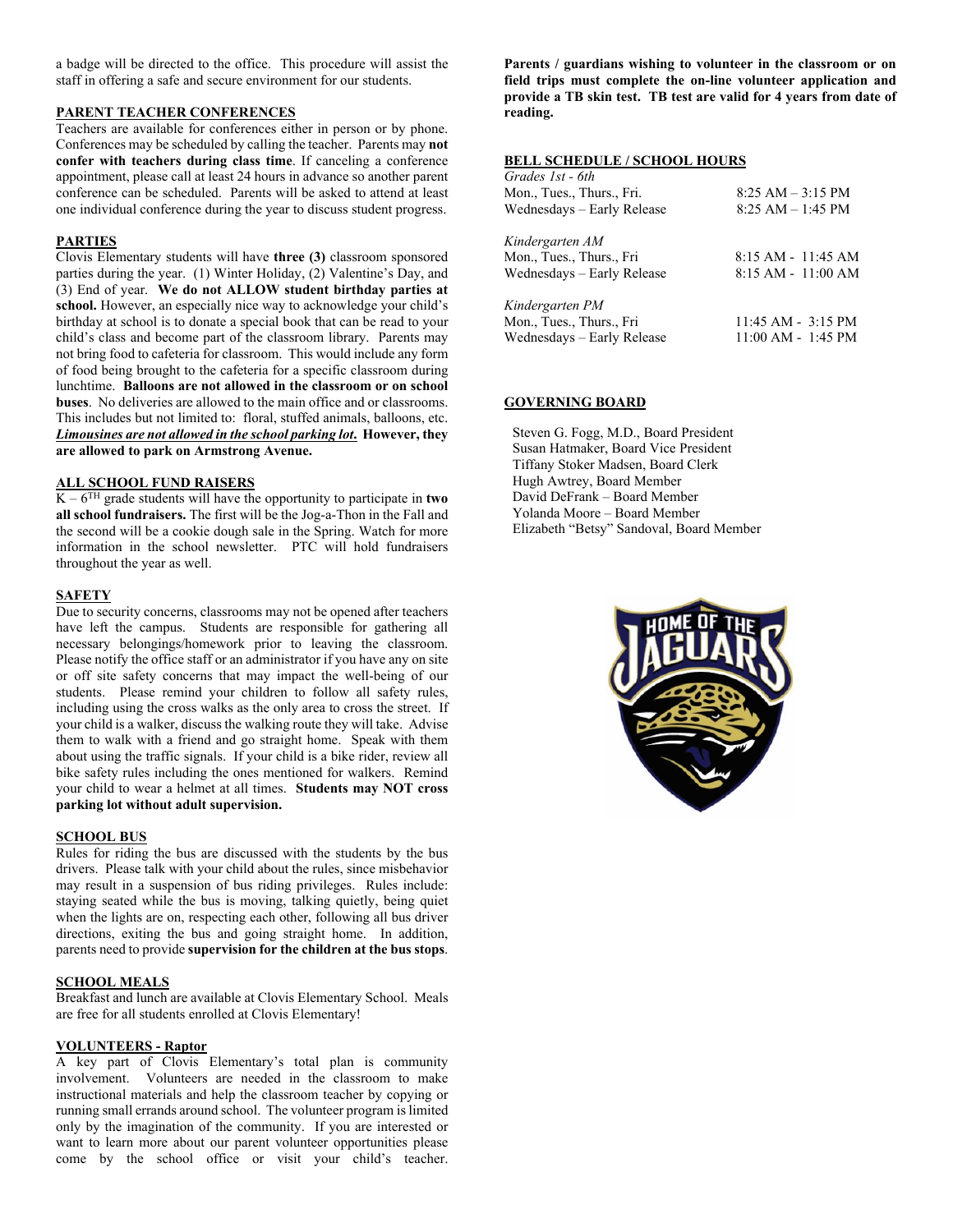a badge will be directed to the office. This procedure will assist the staff in offering a safe and secure environment for our students.

**PARENT TEACHER CONFERENCES**

Teachers are available for conferences either in person or by phone. Conferences may be scheduled by calling the teacher. Parents may **not confer with teachers during class time**. If canceling a conference appointment, please call at least 24 hours in advance so another parent conference can be scheduled. Parents will be asked to attend at least one individual conference during the year to discuss student progress.

**PARTIES**

Clovis Elementary students will have **three (3)** classroom sponsored parties during the year. (1) Winter Holiday, (2) Valentine's Day, and (3) End of year. **We do not ALLOW student birthday parties at school.** However, an especially nice way to acknowledge your child's birthday at school is to donate a special book that can be read to your child's class and become part of the classroom library. Parents may not bring food to cafeteria for classroom. This would include any form of food being brought to the cafeteria for a specific classroom during lunchtime. **Balloons are not allowed in the classroom or on school buses**. No deliveries are allowed to the main office and or classrooms. This includes but not limited to: floral, stuffed animals, balloons, etc. ***Limousines are not allowed in the school parking lot*. However, they are allowed to park on Armstrong Avenue.**

**ALL SCHOOL FUND RAISERS**

K – 6TH grade students will have the opportunity to participate in **two all school fundraisers.** The first will be the Jog-a-Thon in the Fall and the second will be a cookie dough sale in the Spring. Watch for more information in the school newsletter. PTC will hold fundraisers throughout the year as well.

**SAFETY**

Due to security concerns, classrooms may not be opened after teachers have left the campus. Students are responsible for gathering all necessary belongings/homework prior to leaving the classroom. Please notify the office staff or an administrator if you have any on site or off site safety concerns that may impact the well-being of our students. Please remind your children to follow all safety rules, including using the cross walks as the only area to cross the street. If your child is a walker, discuss the walking route they will take. Advise them to walk with a friend and go straight home. Speak with them about using the traffic signals. If your child is a bike rider, review all bike safety rules including the ones mentioned for walkers. Remind your child to wear a helmet at all times. **Students may NOT cross parking lot without adult supervision.**

**SCHOOL BUS**

Rules for riding the bus are discussed with the students by the bus drivers. Please talk with your child about the rules, since misbehavior may result in a suspension of bus riding privileges. Rules include: staying seated while the bus is moving, talking quietly, being quiet when the lights are on, respecting each other, following all bus driver directions, exiting the bus and going straight home. In addition, parents need to provide **supervision for the children at the bus stops**.

**SCHOOL MEALS**

Breakfast and lunch are available at Clovis Elementary School. Meals are free for all students enrolled at Clovis Elementary!

**VOLUNTEERS - Raptor**

A key part of Clovis Elementary's total plan is community involvement. Volunteers are needed in the classroom to make instructional materials and help the classroom teacher by copying or running small errands around school. The volunteer program is limited only by the imagination of the community. If you are interested or want to learn more about our parent volunteer opportunities please come by the school office or visit your child's teacher.

**Parents / guardians wishing to volunteer in the classroom or on field trips must complete the on-line volunteer application and provide a TB skin test. TB test are valid for 4 years from date of reading.**

**BELL SCHEDULE / SCHOOL HOURS**

| | |
|---|---|
| *Grades 1st - 6th* | |
| Mon., Tues., Thurs., Fri. | 8:25 AM – 3:15 PM |
| Wednesdays – Early Release | 8:25 AM – 1:45 PM |
| *Kindergarten AM* | |
| Mon., Tues., Thurs., Fri | 8:15 AM - 11:45 AM |
| Wednesdays – Early Release | 8:15 AM - 11:00 AM |
| *Kindergarten PM* | |
| Mon., Tues., Thurs., Fri | 11:45 AM - 3:15 PM |
| Wednesdays – Early Release | 11:00 AM - 1:45 PM |

**GOVERNING BOARD**

Steven G. Fogg, M.D., Board President
Susan Hatmaker, Board Vice President
Tiffany Stoker Madsen, Board Clerk
Hugh Awtrey, Board Member
David DeFrank – Board Member
Yolanda Moore – Board Member
Elizabeth "Betsy" Sandoval, Board Member